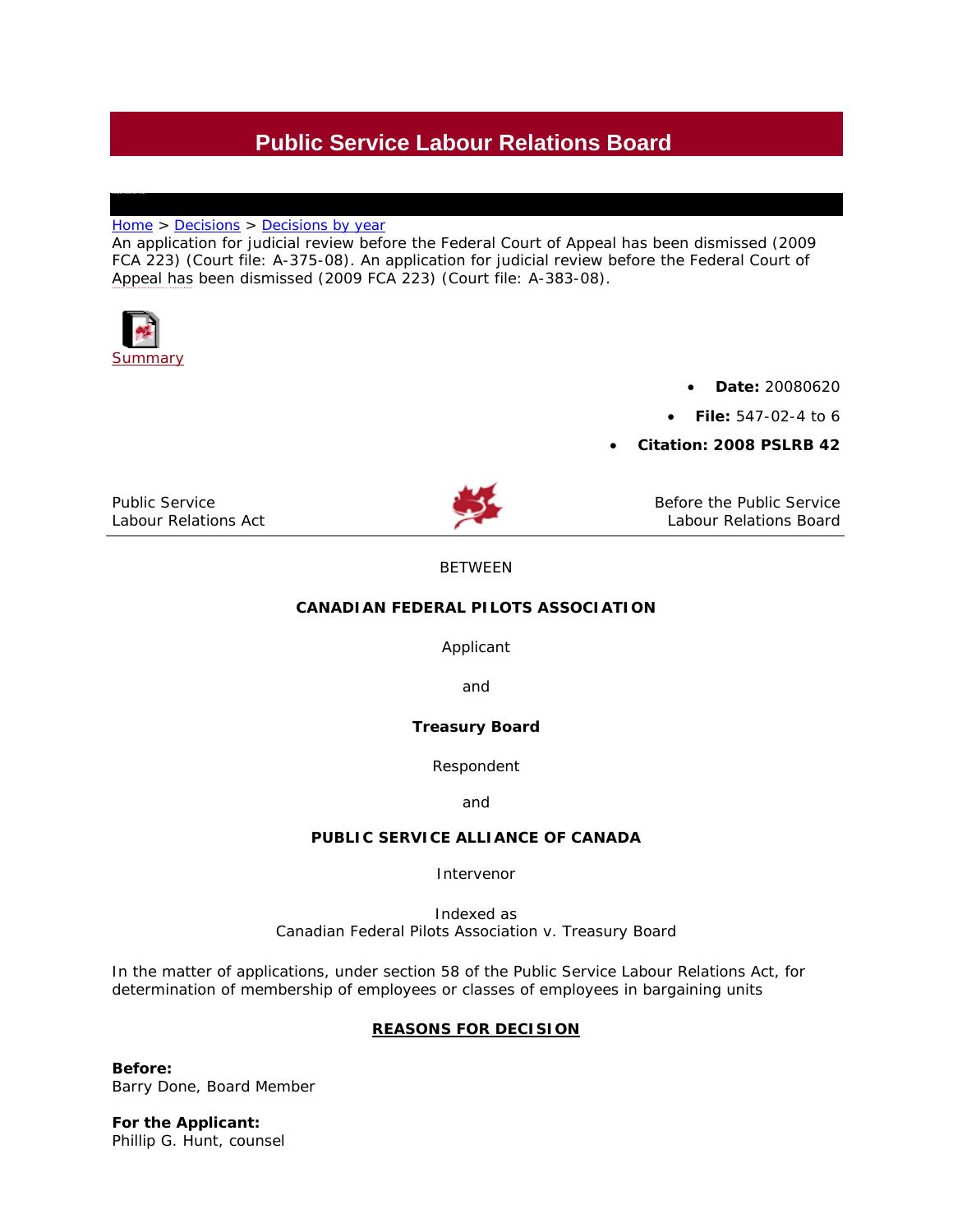# Public Service Labour Relations Board

Home > Decisions > Decisions by year

An application for judicial review before the Federal Court of Appeal has been dismissed (2009 FCA 223) (Court file: A-375-08). An application for judicial review before the Federal Court of Appeal has been dismissed (2009 FCA 223) (Court file: A-383-08).

Summary

- **Date:** 20080620
- **File:** 547-02-4 to 6
- **Citation: 2008 PSLRB 42**

Public Service Labour Relations Act

Before the Public Service Labour Relations Board

BETWEEN

**CANADIAN FEDERAL PILOTS ASSOCIATION**

Applicant

and

**Treasury Board**

Respondent

and

**PUBLIC SERVICE ALLIANCE OF CANADA**

Intervenor

Indexed as
Canadian Federal Pilots Association v. Treasury Board

In the matter of applications, under section 58 of the Public Service Labour Relations Act, for determination of membership of employees or classes of employees in bargaining units

## REASONS FOR DECISION

**Before:**
Barry Done, Board Member

**For the Applicant:**
Phillip G. Hunt, counsel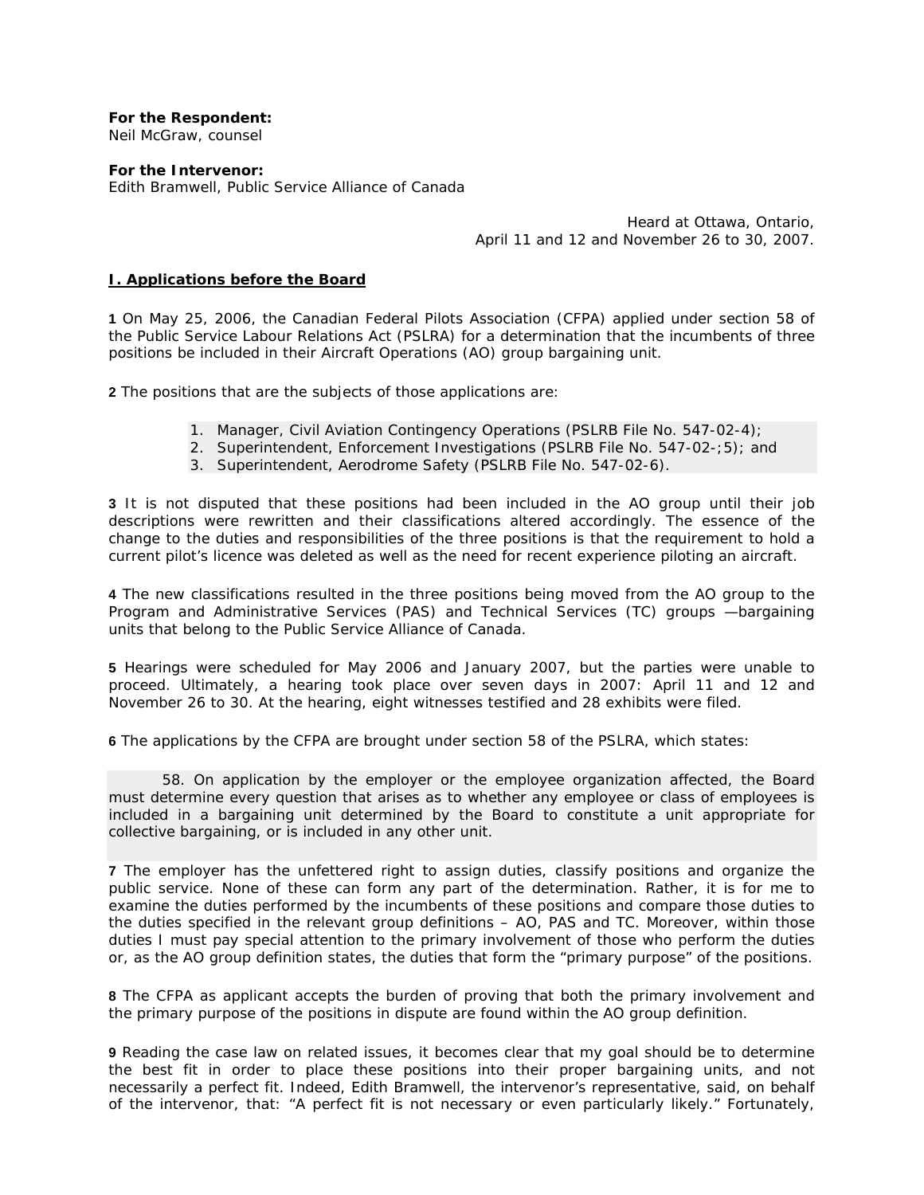**For the Respondent:**
Neil McGraw, counsel

**For the Intervenor:**
Edith Bramwell, Public Service Alliance of Canada

Heard at Ottawa, Ontario,
April 11 and 12 and November 26 to 30, 2007.

## I. Applications before the Board

**1** On May 25, 2006, the Canadian Federal Pilots Association (CFPA) applied under section 58 of the Public Service Labour Relations Act (PSLRA) for a determination that the incumbents of three positions be included in their Aircraft Operations (AO) group bargaining unit.

**2** The positions that are the subjects of those applications are:

1. Manager, Civil Aviation Contingency Operations (PSLRB File No. 547-02-4);
2. Superintendent, Enforcement Investigations (PSLRB File No. 547-02-;5); and
3. Superintendent, Aerodrome Safety (PSLRB File No. 547-02-6).

**3** It is not disputed that these positions had been included in the AO group until their job descriptions were rewritten and their classifications altered accordingly. The essence of the change to the duties and responsibilities of the three positions is that the requirement to hold a current pilot's licence was deleted as well as the need for recent experience piloting an aircraft.

**4** The new classifications resulted in the three positions being moved from the AO group to the Program and Administrative Services (PAS) and Technical Services (TC) groups —bargaining units that belong to the Public Service Alliance of Canada.

**5** Hearings were scheduled for May 2006 and January 2007, but the parties were unable to proceed. Ultimately, a hearing took place over seven days in 2007: April 11 and 12 and November 26 to 30. At the hearing, eight witnesses testified and 28 exhibits were filed.

**6** The applications by the CFPA are brought under section 58 of the PSLRA, which states:

> 58. On application by the employer or the employee organization affected, the Board must determine every question that arises as to whether any employee or class of employees is included in a bargaining unit determined by the Board to constitute a unit appropriate for collective bargaining, or is included in any other unit.

**7** The employer has the unfettered right to assign duties, classify positions and organize the public service. None of these can form any part of the determination. Rather, it is for me to examine the duties performed by the incumbents of these positions and compare those duties to the duties specified in the relevant group definitions – AO, PAS and TC. Moreover, within those duties I must pay special attention to the primary involvement of those who perform the duties or, as the AO group definition states, the duties that form the "primary purpose" of the positions.

**8** The CFPA as applicant accepts the burden of proving that both the primary involvement and the primary purpose of the positions in dispute are found within the AO group definition.

**9** Reading the case law on related issues, it becomes clear that my goal should be to determine the best fit in order to place these positions into their proper bargaining units, and not necessarily a perfect fit. Indeed, Edith Bramwell, the intervenor's representative, said, on behalf of the intervenor, that: "A perfect fit is not necessary or even particularly likely." Fortunately,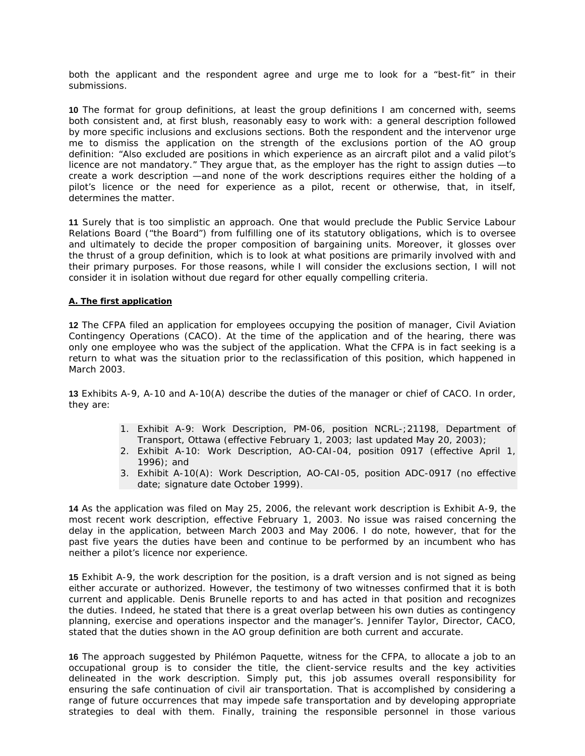both the applicant and the respondent agree and urge me to look for a "best-fit" in their submissions.

**10** The format for group definitions, at least the group definitions I am concerned with, seems both consistent and, at first blush, reasonably easy to work with: a general description followed by more specific inclusions and exclusions sections. Both the respondent and the intervenor urge me to dismiss the application on the strength of the exclusions portion of the AO group definition: "Also excluded are positions in which experience as an aircraft pilot and a valid pilot's licence are not mandatory." They argue that, as the employer has the right to assign duties —to create a work description —and none of the work descriptions requires either the holding of a pilot's licence or the need for experience as a pilot, recent or otherwise, that, in itself, determines the matter.

**11** Surely that is too simplistic an approach. One that would preclude the Public Service Labour Relations Board ("the Board") from fulfilling one of its statutory obligations, which is to oversee and ultimately to decide the proper composition of bargaining units. Moreover, it glosses over the thrust of a group definition, which is to look at what positions are primarily involved with and their primary purposes. For those reasons, while I will consider the exclusions section, I will not consider it in isolation without due regard for other equally compelling criteria.

**A. The first application**

**12** The CFPA filed an application for employees occupying the position of manager, Civil Aviation Contingency Operations (CACO). At the time of the application and of the hearing, there was only one employee who was the subject of the application. What the CFPA is in fact seeking is a return to what was the situation prior to the reclassification of this position, which happened in March 2003.

**13** Exhibits A-9, A-10 and A-10(A) describe the duties of the manager or chief of CACO. In order, they are:

1. Exhibit A-9: Work Description, PM-06, position NCRL-;21198, Department of Transport, Ottawa (effective February 1, 2003; last updated May 20, 2003);
2. Exhibit A-10: Work Description, AO-CAI-04, position 0917 (effective April 1, 1996); and
3. Exhibit A-10(A): Work Description, AO-CAI-05, position ADC-0917 (no effective date; signature date October 1999).

**14** As the application was filed on May 25, 2006, the relevant work description is Exhibit A-9, the most recent work description, effective February 1, 2003. No issue was raised concerning the delay in the application, between March 2003 and May 2006. I do note, however, that for the past five years the duties have been and continue to be performed by an incumbent who has neither a pilot's licence nor experience.

**15** Exhibit A-9, the work description for the position, is a draft version and is not signed as being either accurate or authorized. However, the testimony of two witnesses confirmed that it is both current and applicable. Denis Brunelle reports to and has acted in that position and recognizes the duties. Indeed, he stated that there is a great overlap between his own duties as contingency planning, exercise and operations inspector and the manager's. Jennifer Taylor, Director, CACO, stated that the duties shown in the AO group definition are both current and accurate.

**16** The approach suggested by Philémon Paquette, witness for the CFPA, to allocate a job to an occupational group is to consider the title, the client-service results and the key activities delineated in the work description. Simply put, this job assumes overall responsibility for ensuring the safe continuation of civil air transportation. That is accomplished by considering a range of future occurrences that may impede safe transportation and by developing appropriate strategies to deal with them. Finally, training the responsible personnel in those various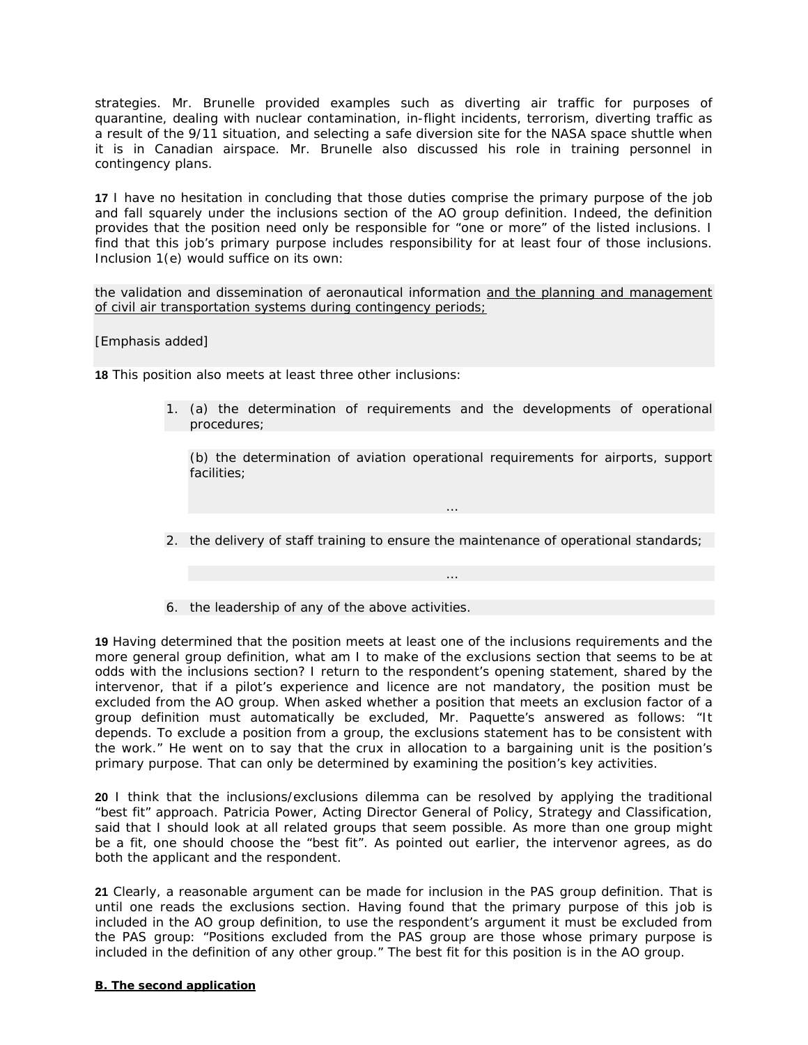strategies. Mr. Brunelle provided examples such as diverting air traffic for purposes of quarantine, dealing with nuclear contamination, in-flight incidents, terrorism, diverting traffic as a result of the 9/11 situation, and selecting a safe diversion site for the NASA space shuttle when it is in Canadian airspace. Mr. Brunelle also discussed his role in training personnel in contingency plans.

**17** I have no hesitation in concluding that those duties comprise the primary purpose of the job and fall squarely under the inclusions section of the AO group definition. Indeed, the definition provides that the position need only be responsible for "one or more" of the listed inclusions. I find that this job's primary purpose includes responsibility for at least four of those inclusions. Inclusion 1(e) would suffice on its own:

> the validation and dissemination of aeronautical information <u>and the planning and management of civil air transportation systems during contingency periods;</u>
>
> [Emphasis added]

**18** This position also meets at least three other inclusions:

> 1. (a) the determination of requirements and the developments of operational procedures;
>
>    (b) the determination of aviation operational requirements for airports, support facilities;
>
>    …
>
> 2. the delivery of staff training to ensure the maintenance of operational standards;
>
>    …
>
> 6. the leadership of any of the above activities.

**19** Having determined that the position meets at least one of the inclusions requirements and the more general group definition, what am I to make of the exclusions section that seems to be at odds with the inclusions section? I return to the respondent's opening statement, shared by the intervenor, that if a pilot's experience and licence are not mandatory, the position must be excluded from the AO group. When asked whether a position that meets an exclusion factor of a group definition must automatically be excluded, Mr. Paquette's answered as follows: "It depends. To exclude a position from a group, the exclusions statement has to be consistent with the work." He went on to say that the crux in allocation to a bargaining unit is the position's primary purpose. That can only be determined by examining the position's key activities.

**20** I think that the inclusions/exclusions dilemma can be resolved by applying the traditional "best fit" approach. Patricia Power, Acting Director General of Policy, Strategy and Classification, said that I should look at all related groups that seem possible. As more than one group might be a fit, one should choose the "best fit". As pointed out earlier, the intervenor agrees, as do both the applicant and the respondent.

**21** Clearly, a reasonable argument can be made for inclusion in the PAS group definition. That is until one reads the exclusions section. Having found that the primary purpose of this job is included in the AO group definition, to use the respondent's argument it must be excluded from the PAS group: "Positions excluded from the PAS group are those whose primary purpose is included in the definition of any other group." The best fit for this position is in the AO group.

**<u>B. The second application</u>**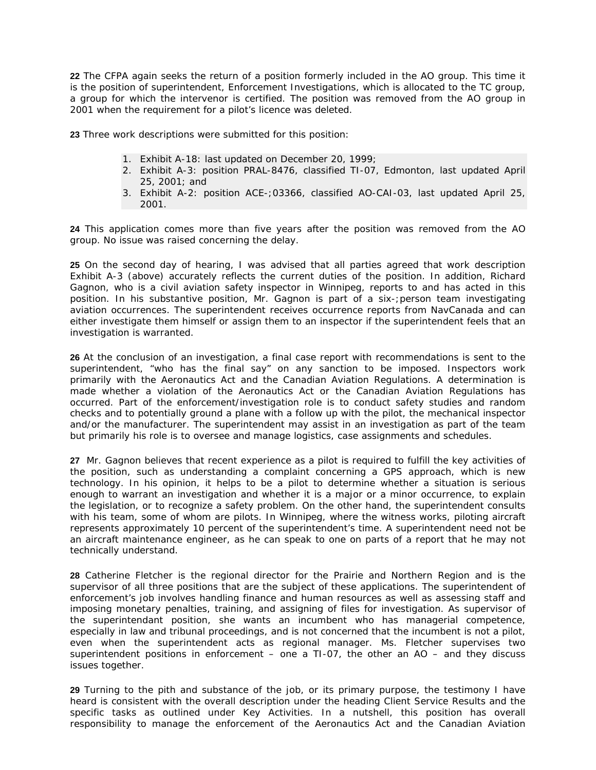**22** The CFPA again seeks the return of a position formerly included in the AO group. This time it is the position of superintendent, Enforcement Investigations, which is allocated to the TC group, a group for which the intervenor is certified. The position was removed from the AO group in 2001 when the requirement for a pilot's licence was deleted.

**23** Three work descriptions were submitted for this position:

1. Exhibit A-18: last updated on December 20, 1999;
2. Exhibit A-3: position PRAL-8476, classified TI-07, Edmonton, last updated April 25, 2001; and
3. Exhibit A-2: position ACE-;03366, classified AO-CAI-03, last updated April 25, 2001.

**24** This application comes more than five years after the position was removed from the AO group. No issue was raised concerning the delay.

**25** On the second day of hearing, I was advised that all parties agreed that work description Exhibit A-3 (above) accurately reflects the current duties of the position. In addition, Richard Gagnon, who is a civil aviation safety inspector in Winnipeg, reports to and has acted in this position. In his substantive position, Mr. Gagnon is part of a six-;person team investigating aviation occurrences. The superintendent receives occurrence reports from NavCanada and can either investigate them himself or assign them to an inspector if the superintendent feels that an investigation is warranted.

**26** At the conclusion of an investigation, a final case report with recommendations is sent to the superintendent, "who has the final say" on any sanction to be imposed. Inspectors work primarily with the Aeronautics Act and the Canadian Aviation Regulations. A determination is made whether a violation of the Aeronautics Act or the Canadian Aviation Regulations has occurred. Part of the enforcement/investigation role is to conduct safety studies and random checks and to potentially ground a plane with a follow up with the pilot, the mechanical inspector and/or the manufacturer. The superintendent may assist in an investigation as part of the team but primarily his role is to oversee and manage logistics, case assignments and schedules.

**27** Mr. Gagnon believes that recent experience as a pilot is required to fulfill the key activities of the position, such as understanding a complaint concerning a GPS approach, which is new technology. In his opinion, it helps to be a pilot to determine whether a situation is serious enough to warrant an investigation and whether it is a major or a minor occurrence, to explain the legislation, or to recognize a safety problem. On the other hand, the superintendent consults with his team, some of whom are pilots. In Winnipeg, where the witness works, piloting aircraft represents approximately 10 percent of the superintendent's time. A superintendent need not be an aircraft maintenance engineer, as he can speak to one on parts of a report that he may not technically understand.

**28** Catherine Fletcher is the regional director for the Prairie and Northern Region and is the supervisor of all three positions that are the subject of these applications. The superintendent of enforcement's job involves handling finance and human resources as well as assessing staff and imposing monetary penalties, training, and assigning of files for investigation. As supervisor of the superintendant position, she wants an incumbent who has managerial competence, especially in law and tribunal proceedings, and is not concerned that the incumbent is not a pilot, even when the superintendent acts as regional manager. Ms. Fletcher supervises two superintendent positions in enforcement – one a TI-07, the other an AO – and they discuss issues together.

**29** Turning to the pith and substance of the job, or its primary purpose, the testimony I have heard is consistent with the overall description under the heading Client Service Results and the specific tasks as outlined under Key Activities. In a nutshell, this position has overall responsibility to manage the enforcement of the Aeronautics Act and the Canadian Aviation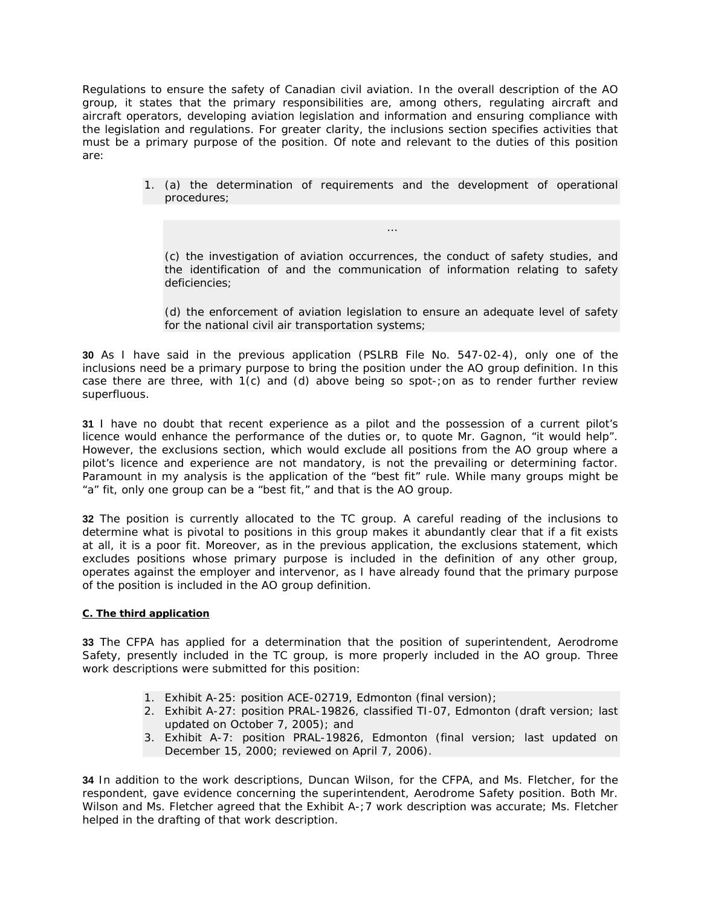Regulations to ensure the safety of Canadian civil aviation. In the overall description of the AO group, it states that the primary responsibilities are, among others, regulating aircraft and aircraft operators, developing aviation legislation and information and ensuring compliance with the legislation and regulations. For greater clarity, the inclusions section specifies activities that must be a primary purpose of the position. Of note and relevant to the duties of this position are:

> 1. (a) the determination of requirements and the development of operational procedures;
>
> …
>
> (c) the investigation of aviation occurrences, the conduct of safety studies, and the identification of and the communication of information relating to safety deficiencies;
>
> (d) the enforcement of aviation legislation to ensure an adequate level of safety for the national civil air transportation systems;

**30** As I have said in the previous application (PSLRB File No. 547-02-4), only one of the inclusions need be a primary purpose to bring the position under the AO group definition. In this case there are three, with 1(c) and (d) above being so spot-;on as to render further review superfluous.

**31** I have no doubt that recent experience as a pilot and the possession of a current pilot's licence would enhance the performance of the duties or, to quote Mr. Gagnon, "it would help". However, the exclusions section, which would exclude all positions from the AO group where a pilot's licence and experience are not mandatory, is not the prevailing or determining factor. Paramount in my analysis is the application of the "best fit" rule. While many groups might be "a" fit, only one group can be a "best fit," and that is the AO group.

**32** The position is currently allocated to the TC group. A careful reading of the inclusions to determine what is pivotal to positions in this group makes it abundantly clear that if a fit exists at all, it is a poor fit. Moreover, as in the previous application, the exclusions statement, which excludes positions whose primary purpose is included in the definition of any other group, operates against the employer and intervenor, as I have already found that the primary purpose of the position is included in the AO group definition.

**C. The third application**

**33** The CFPA has applied for a determination that the position of superintendent, Aerodrome Safety, presently included in the TC group, is more properly included in the AO group. Three work descriptions were submitted for this position:

1. Exhibit A-25: position ACE-02719, Edmonton (final version);
2. Exhibit A-27: position PRAL-19826, classified TI-07, Edmonton (draft version; last updated on October 7, 2005); and
3. Exhibit A-7: position PRAL-19826, Edmonton (final version; last updated on December 15, 2000; reviewed on April 7, 2006).

**34** In addition to the work descriptions, Duncan Wilson, for the CFPA, and Ms. Fletcher, for the respondent, gave evidence concerning the superintendent, Aerodrome Safety position. Both Mr. Wilson and Ms. Fletcher agreed that the Exhibit A-;7 work description was accurate; Ms. Fletcher helped in the drafting of that work description.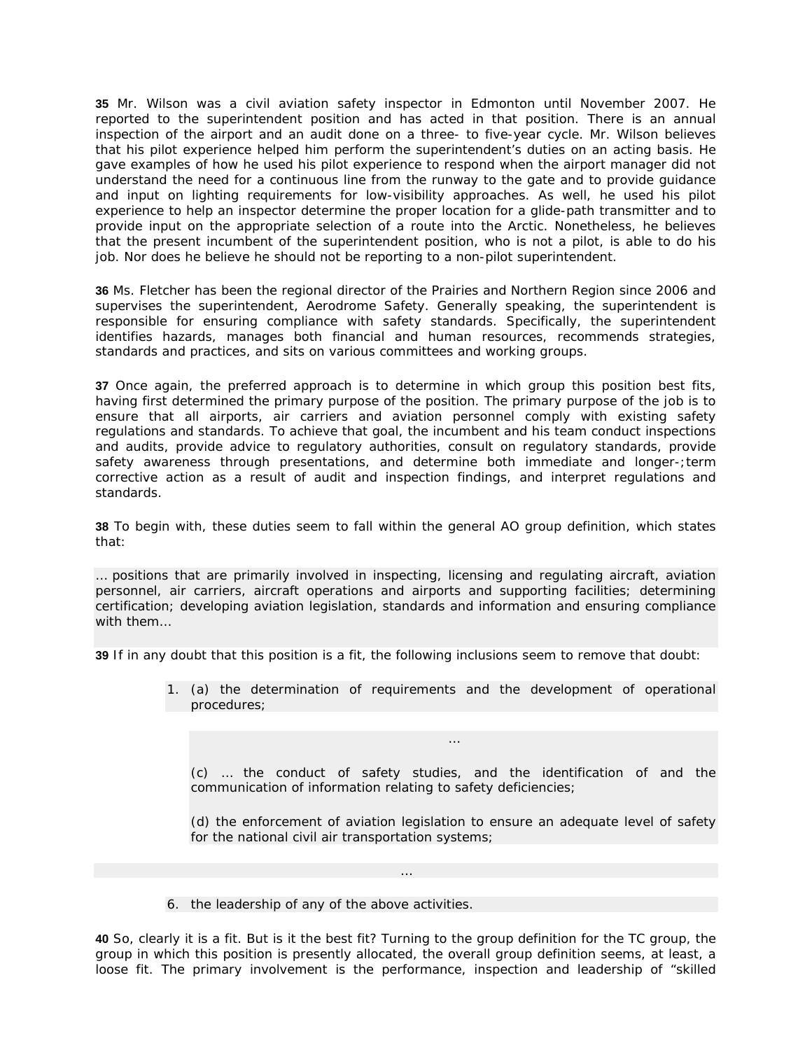**35** Mr. Wilson was a civil aviation safety inspector in Edmonton until November 2007. He reported to the superintendent position and has acted in that position. There is an annual inspection of the airport and an audit done on a three- to five-year cycle. Mr. Wilson believes that his pilot experience helped him perform the superintendent's duties on an acting basis. He gave examples of how he used his pilot experience to respond when the airport manager did not understand the need for a continuous line from the runway to the gate and to provide guidance and input on lighting requirements for low-visibility approaches. As well, he used his pilot experience to help an inspector determine the proper location for a glide-path transmitter and to provide input on the appropriate selection of a route into the Arctic. Nonetheless, he believes that the present incumbent of the superintendent position, who is not a pilot, is able to do his job. Nor does he believe he should not be reporting to a non-pilot superintendent.

**36** Ms. Fletcher has been the regional director of the Prairies and Northern Region since 2006 and supervises the superintendent, Aerodrome Safety. Generally speaking, the superintendent is responsible for ensuring compliance with safety standards. Specifically, the superintendent identifies hazards, manages both financial and human resources, recommends strategies, standards and practices, and sits on various committees and working groups.

**37** Once again, the preferred approach is to determine in which group this position best fits, having first determined the primary purpose of the position. The primary purpose of the job is to ensure that all airports, air carriers and aviation personnel comply with existing safety regulations and standards. To achieve that goal, the incumbent and his team conduct inspections and audits, provide advice to regulatory authorities, consult on regulatory standards, provide safety awareness through presentations, and determine both immediate and longer-;term corrective action as a result of audit and inspection findings, and interpret regulations and standards.

**38** To begin with, these duties seem to fall within the general AO group definition, which states that:

> ... positions that are primarily involved in inspecting, licensing and regulating aircraft, aviation personnel, air carriers, aircraft operations and airports and supporting facilities; determining certification; developing aviation legislation, standards and information and ensuring compliance with them...

**39** If in any doubt that this position is a fit, the following inclusions seem to remove that doubt:

> 1. (a) the determination of requirements and the development of operational procedures;
>
> ...
>
> (c) ... the conduct of safety studies, and the identification of and the communication of information relating to safety deficiencies;
>
> (d) the enforcement of aviation legislation to ensure an adequate level of safety for the national civil air transportation systems;
>
> ...
>
> 6. the leadership of any of the above activities.

**40** So, clearly it is a fit. But is it the best fit? Turning to the group definition for the TC group, the group in which this position is presently allocated, the overall group definition seems, at least, a loose fit. The primary involvement is the performance, inspection and leadership of "skilled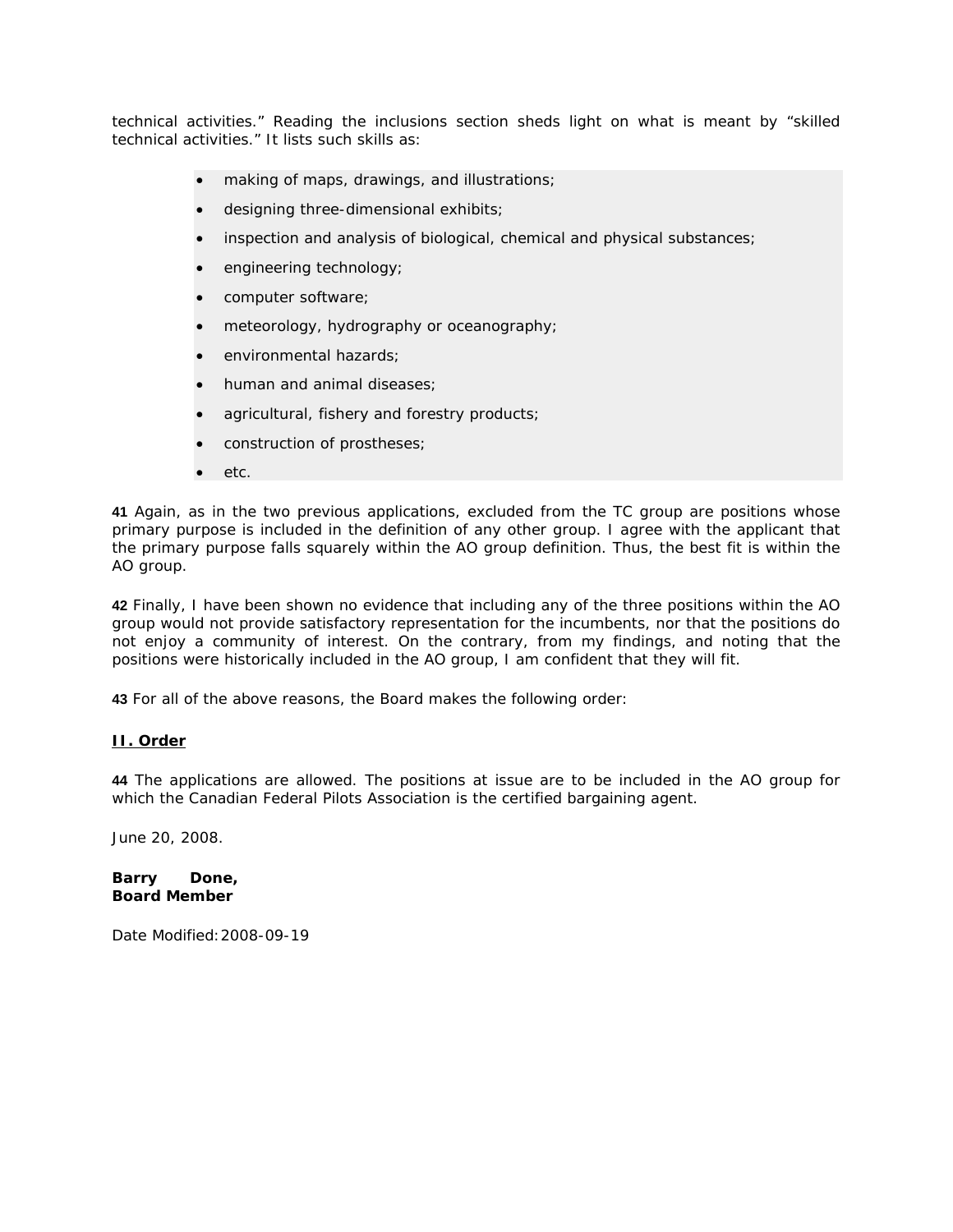technical activities." Reading the inclusions section sheds light on what is meant by "skilled technical activities." It lists such skills as:

- making of maps, drawings, and illustrations;
- designing three-dimensional exhibits;
- inspection and analysis of biological, chemical and physical substances;
- engineering technology;
- computer software;
- meteorology, hydrography or oceanography;
- environmental hazards;
- human and animal diseases;
- agricultural, fishery and forestry products;
- construction of prostheses;
- etc.

**41** Again, as in the two previous applications, excluded from the TC group are positions whose primary purpose is included in the definition of any other group. I agree with the applicant that the primary purpose falls squarely within the AO group definition. Thus, the best fit is within the AO group.

**42** Finally, I have been shown no evidence that including any of the three positions within the AO group would not provide satisfactory representation for the incumbents, nor that the positions do not enjoy a community of interest. On the contrary, from my findings, and noting that the positions were historically included in the AO group, I am confident that they will fit.

**43** For all of the above reasons, the Board makes the following order:

## II. Order

**44** The applications are allowed. The positions at issue are to be included in the AO group for which the Canadian Federal Pilots Association is the certified bargaining agent.

June 20, 2008.

**Barry Done,**
**Board Member**

Date Modified: 2008-09-19